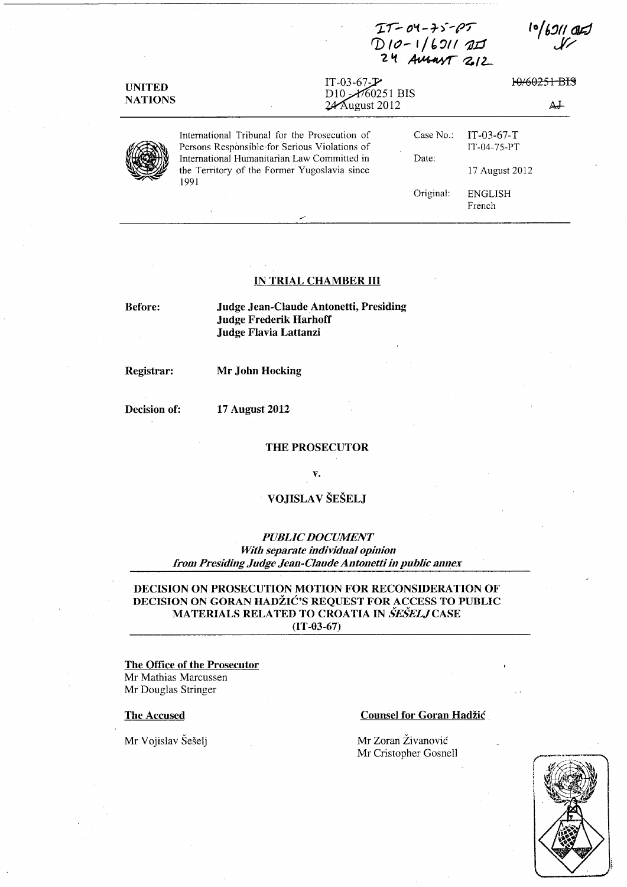IT-04-75-PT
D10-1/6311 AJ
24 AUGUST 2012

10/6311 AJ

UNITED NATIONS

IT-03-67-T
D10 - 1/60251 BIS
24 August 2012

10/60251 BIS

AJ

International Tribunal for the Prosecution of Persons Responsible for Serious Violations of International Humanitarian Law Committed in the Territory of the Former Yugoslavia since 1991

Case No.: IT-03-67-T
IT-04-75-PT

Date: 17 August 2012

Original: ENGLISH
French

## IN TRIAL CHAMBER III

**Before:** **Judge Jean-Claude Antonetti, Presiding**
**Judge Frederik Harhoff**
**Judge Flavia Lattanzi**

**Registrar:** **Mr John Hocking**

**Decision of:** **17 August 2012**

**THE PROSECUTOR**

**v.**

**VOJISLAV ŠEŠELJ**

***PUBLIC DOCUMENT***
***With separate individual opinion from Presiding Judge Jean-Claude Antonetti in public annex***

**DECISION ON PROSECUTION MOTION FOR RECONSIDERATION OF DECISION ON GORAN HADŽIĆ'S REQUEST FOR ACCESS TO PUBLIC MATERIALS RELATED TO CROATIA IN *ŠEŠELJ* CASE (IT-03-67)**

**The Office of the Prosecutor**
Mr Mathias Marcussen
Mr Douglas Stringer

**The Accused**

Mr Vojislav Šešelj

**Counsel for Goran Hadžić**

Mr Zoran Živanović
Mr Cristopher Gosnell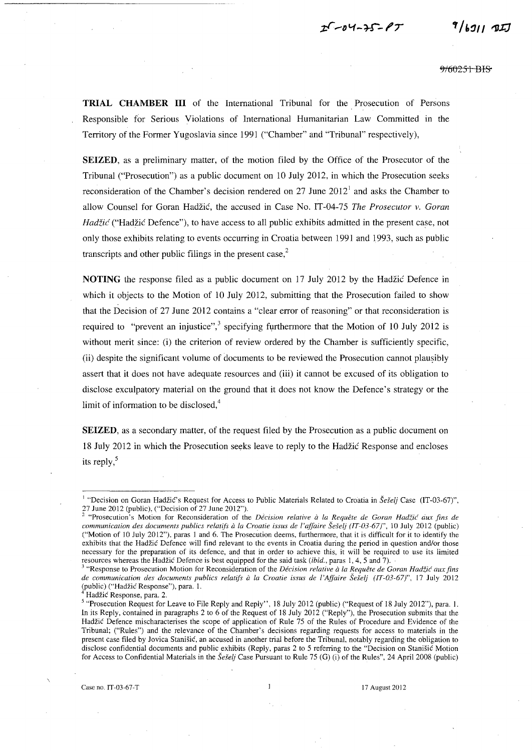**TRIAL CHAMBER III** of the International Tribunal for the Prosecution of Persons Responsible for Serious Violations of International Humanitarian Law Committed in the Territory of the Former Yugoslavia since 1991 ("Chamber" and "Tribunal" respectively),

**SEIZED**, as a preliminary matter, of the motion filed by the Office of the Prosecutor of the Tribunal ("Prosecution") as a public document on 10 July 2012, in which the Prosecution seeks reconsideration of the Chamber's decision rendered on 27 June 2012[1] and asks the Chamber to allow Counsel for Goran Hadžić, the accused in Case No. IT-04-75 *The Prosecutor v. Goran Hadžić* ("Hadžić Defence"), to have access to all public exhibits admitted in the present case, not only those exhibits relating to events occurring in Croatia between 1991 and 1993, such as public transcripts and other public filings in the present case,[2]

**NOTING** the response filed as a public document on 17 July 2012 by the Hadžić Defence in which it objects to the Motion of 10 July 2012, submitting that the Prosecution failed to show that the Decision of 27 June 2012 contains a "clear error of reasoning" or that reconsideration is required to "prevent an injustice",[3] specifying furthermore that the Motion of 10 July 2012 is without merit since: (i) the criterion of review ordered by the Chamber is sufficiently specific, (ii) despite the significant volume of documents to be reviewed the Prosecution cannot plausibly assert that it does not have adequate resources and (iii) it cannot be excused of its obligation to disclose exculpatory material on the ground that it does not know the Defence's strategy or the limit of information to be disclosed,[4]

**SEIZED**, as a secondary matter, of the request filed by the Prosecution as a public document on 18 July 2012 in which the Prosecution seeks leave to reply to the Hadžić Response and encloses its reply,[5]

---

[1] "Decision on Goran Hadžić's Request for Access to Public Materials Related to Croatia in *Šešelj* Case (IT-03-67)", 27 June 2012 (public), ("Decision of 27 June 2012").

[2] "Prosecution's Motion for Reconsideration of the *Décision relative à la Requête de Goran Hadžić aux fins de communication des documents publics relatifs à la Croatie issus de l'affaire Šešelj (IT-03-67)*", 10 July 2012 (public) ("Motion of 10 July 2012"), paras 1 and 6. The Prosecution deems, furthermore, that it is difficult for it to identify the exhibits that the Hadžić Defence will find relevant to the events in Croatia during the period in question and/or those necessary for the preparation of its defence, and that in order to achieve this, it will be required to use its limited resources whereas the Hadžić Defence is best equipped for the said task (*ibid.*, paras 1, 4, 5 and 7).

[3] "Response to Prosecution Motion for Reconsideration of the *Décision relative à la Requête de Goran Hadžić aux fins de communication des documents publics relatifs à la Croatie issus de l'Affaire Šešelj (IT-03-67)*", 17 July 2012 (public) ("Hadžić Response"), para. 1.

[4] Hadžić Response, para. 2.

[5] "Prosecution Request for Leave to File Reply and Reply", 18 July 2012 (public) ("Request of 18 July 2012"), para. 1. In its Reply, contained in paragraphs 2 to 6 of the Request of 18 July 2012 ("Reply"), the Prosecution submits that the Hadžić Defence mischaracterises the scope of application of Rule 75 of the Rules of Procedure and Evidence of the Tribunal; ("Rules") and the relevance of the Chamber's decisions regarding requests for access to materials in the present case filed by Jovica Stanišić, an accused in another trial before the Tribunal, notably regarding the obligation to disclose confidential documents and public exhibits (Reply, paras 2 to 5 referring to the "Decision on Stanišić Motion for Access to Confidential Materials in the *Šešelj* Case Pursuant to Rule 75 (G) (i) of the Rules", 24 April 2008 (public)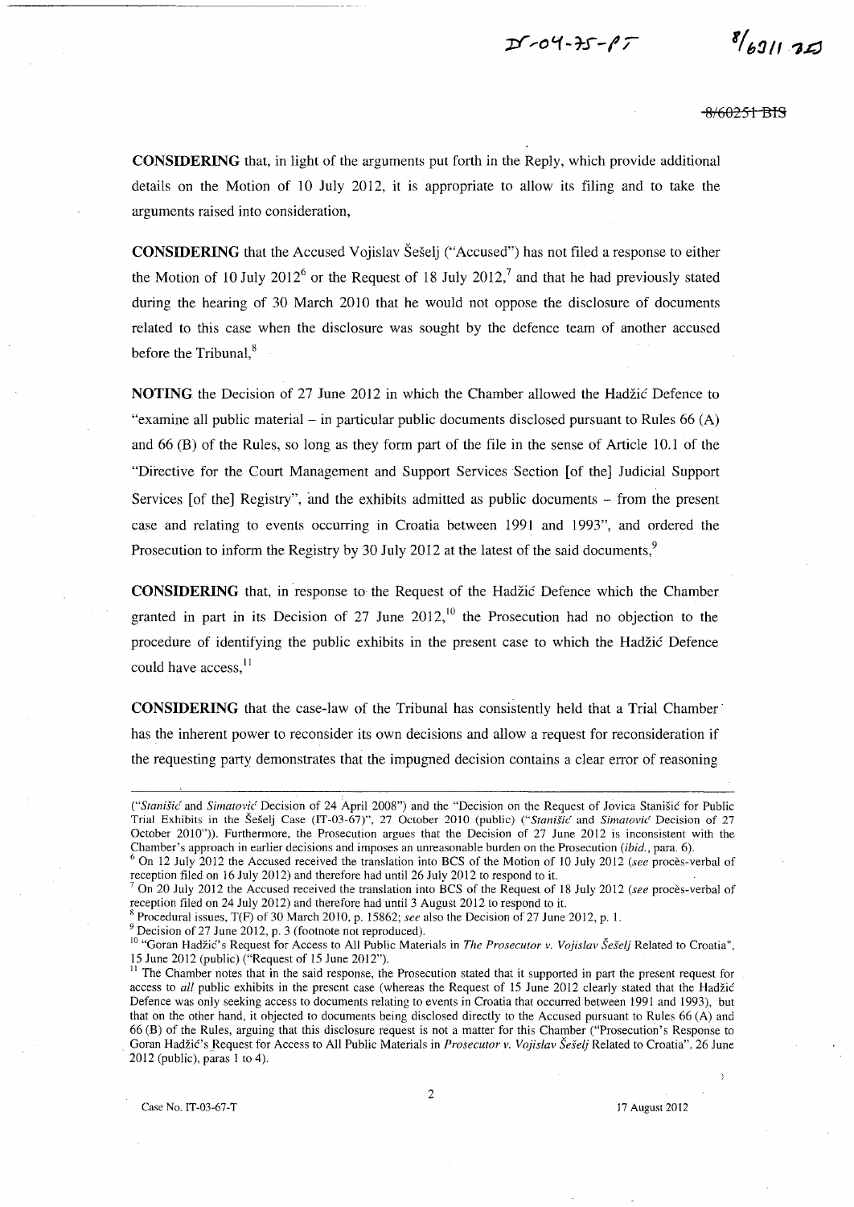**CONSIDERING** that, in light of the arguments put forth in the Reply, which provide additional details on the Motion of 10 July 2012, it is appropriate to allow its filing and to take the arguments raised into consideration,

**CONSIDERING** that the Accused Vojislav Šešelj ("Accused") has not filed a response to either the Motion of 10 July 2012[6] or the Request of 18 July 2012,[7] and that he had previously stated during the hearing of 30 March 2010 that he would not oppose the disclosure of documents related to this case when the disclosure was sought by the defence team of another accused before the Tribunal,[8]

**NOTING** the Decision of 27 June 2012 in which the Chamber allowed the Hadžić Defence to "examine all public material – in particular public documents disclosed pursuant to Rules 66 (A) and 66 (B) of the Rules, so long as they form part of the file in the sense of Article 10.1 of the "Directive for the Court Management and Support Services Section [of the] Judicial Support Services [of the] Registry", and the exhibits admitted as public documents – from the present case and relating to events occurring in Croatia between 1991 and 1993", and ordered the Prosecution to inform the Registry by 30 July 2012 at the latest of the said documents,[9]

**CONSIDERING** that, in response to the Request of the Hadžić Defence which the Chamber granted in part in its Decision of 27 June 2012,[10] the Prosecution had no objection to the procedure of identifying the public exhibits in the present case to which the Hadžić Defence could have access,[11]

**CONSIDERING** that the case-law of the Tribunal has consistently held that a Trial Chamber has the inherent power to reconsider its own decisions and allow a request for reconsideration if the requesting party demonstrates that the impugned decision contains a clear error of reasoning

---

("*Stanišić* and *Simatović* Decision of 24 April 2008") and the "Decision on the Request of Jovica Stanišić for Public Trial Exhibits in the Šešelj Case (IT-03-67)", 27 October 2010 (public) ("*Stanišić* and *Simatović* Decision of 27 October 2010")). Furthermore, the Prosecution argues that the Decision of 27 June 2012 is inconsistent with the Chamber's approach in earlier decisions and imposes an unreasonable burden on the Prosecution (*ibid.*, para. 6).

[6] On 12 July 2012 the Accused received the translation into BCS of the Motion of 10 July 2012 (*see* procès-verbal of reception filed on 16 July 2012) and therefore had until 26 July 2012 to respond to it.

[7] On 20 July 2012 the Accused received the translation into BCS of the Request of 18 July 2012 (*see* procès-verbal of reception filed on 24 July 2012) and therefore had until 3 August 2012 to respond to it.

[8] Procedural issues, T(F) of 30 March 2010, p. 15862; *see* also the Decision of 27 June 2012, p. 1.

[9] Decision of 27 June 2012, p. 3 (footnote not reproduced).

[10] "Goran Hadžić's Request for Access to All Public Materials in *The Prosecutor v. Vojislav Šešelj* Related to Croatia", 15 June 2012 (public) ("Request of 15 June 2012").

[11] The Chamber notes that in the said response, the Prosecution stated that it supported in part the present request for access to *all* public exhibits in the present case (whereas the Request of 15 June 2012 clearly stated that the Hadžić Defence was only seeking access to documents relating to events in Croatia that occurred between 1991 and 1993), but that on the other hand, it objected to documents being disclosed directly to the Accused pursuant to Rules 66 (A) and 66 (B) of the Rules, arguing that this disclosure request is not a matter for this Chamber ("Prosecution's Response to Goran Hadžić's Request for Access to All Public Materials in *Prosecutor v. Vojislav Šešelj* Related to Croatia", 26 June 2012 (public), paras 1 to 4).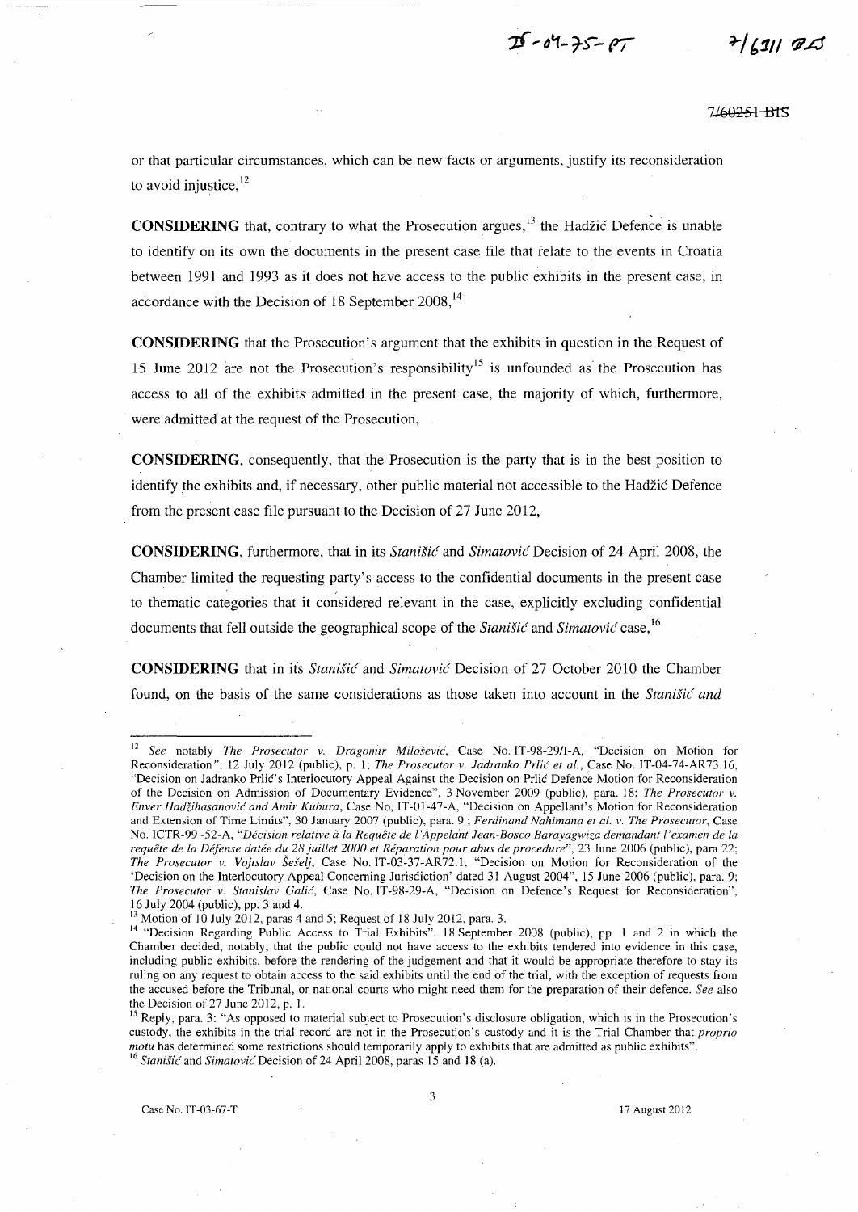or that particular circumstances, which can be new facts or arguments, justify its reconsideration to avoid injustice,[12]

**CONSIDERING** that, contrary to what the Prosecution argues,[13] the Hadžić Defence is unable to identify on its own the documents in the present case file that relate to the events in Croatia between 1991 and 1993 as it does not have access to the public exhibits in the present case, in accordance with the Decision of 18 September 2008,[14]

**CONSIDERING** that the Prosecution's argument that the exhibits in question in the Request of 15 June 2012 are not the Prosecution's responsibility[15] is unfounded as the Prosecution has access to all of the exhibits admitted in the present case, the majority of which, furthermore, were admitted at the request of the Prosecution,

**CONSIDERING**, consequently, that the Prosecution is the party that is in the best position to identify the exhibits and, if necessary, other public material not accessible to the Hadžić Defence from the present case file pursuant to the Decision of 27 June 2012,

**CONSIDERING**, furthermore, that in its *Stanišić* and *Simatović* Decision of 24 April 2008, the Chamber limited the requesting party's access to the confidential documents in the present case to thematic categories that it considered relevant in the case, explicitly excluding confidential documents that fell outside the geographical scope of the *Stanišić* and *Simatović* case,[16]

**CONSIDERING** that in its *Stanišić* and *Simatović* Decision of 27 October 2010 the Chamber found, on the basis of the same considerations as those taken into account in the *Stanišić and*

---

[12] *See* notably *The Prosecutor v. Dragomir Milošević*, Case No. IT-98-29/1-A, "Decision on Motion for Reconsideration", 12 July 2012 (public), p. 1; *The Prosecutor v. Jadranko Prlić et al.*, Case No. IT-04-74-AR73.16, "Decision on Jadranko Prlić's Interlocutory Appeal Against the Decision on Prlić Defence Motion for Reconsideration of the Decision on Admission of Documentary Evidence", 3 November 2009 (public), para. 18; *The Prosecutor v. Enver Hadžihasanović and Amir Kubura*, Case No, IT-01-47-A, "Decision on Appellant's Motion for Reconsideration and Extension of Time Limits", 30 January 2007 (public), para. 9 ; *Ferdinand Nahimana et al. v. The Prosecutor*, Case No. ICTR-99 -52-A, "*Décision relative à la Requête de l'Appelant Jean-Bosco Barayagwiza demandant l'examen de la requête de la Défense datée du 28 juillet 2000 et Réparation pour abus de procedure*", 23 June 2006 (public), para 22; *The Prosecutor v. Vojislav Šešelj*, Case No. IT-03-37-AR72.1, "Decision on Motion for Reconsideration of the 'Decision on the Interlocutory Appeal Concerning Jurisdiction' dated 31 August 2004", 15 June 2006 (public), para. 9; *The Prosecutor v. Stanislav Galić*, Case No. IT-98-29-A, "Decision on Defence's Request for Reconsideration", 16 July 2004 (public), pp. 3 and 4.

[13] Motion of 10 July 2012, paras 4 and 5; Request of 18 July 2012, para. 3.

[14] "Decision Regarding Public Access to Trial Exhibits", 18 September 2008 (public), pp. 1 and 2 in which the Chamber decided, notably, that the public could not have access to the exhibits tendered into evidence in this case, including public exhibits, before the rendering of the judgement and that it would be appropriate therefore to stay its ruling on any request to obtain access to the said exhibits until the end of the trial, with the exception of requests from the accused before the Tribunal, or national courts who might need them for the preparation of their defence. *See* also the Decision of 27 June 2012, p. 1.

[15] Reply, para. 3: "As opposed to material subject to Prosecution's disclosure obligation, which is in the Prosecution's custody, the exhibits in the trial record are not in the Prosecution's custody and it is the Trial Chamber that *proprio motu* has determined some restrictions should temporarily apply to exhibits that are admitted as public exhibits".

[16] *Stanišić* and *Simatović* Decision of 24 April 2008, paras 15 and 18 (a).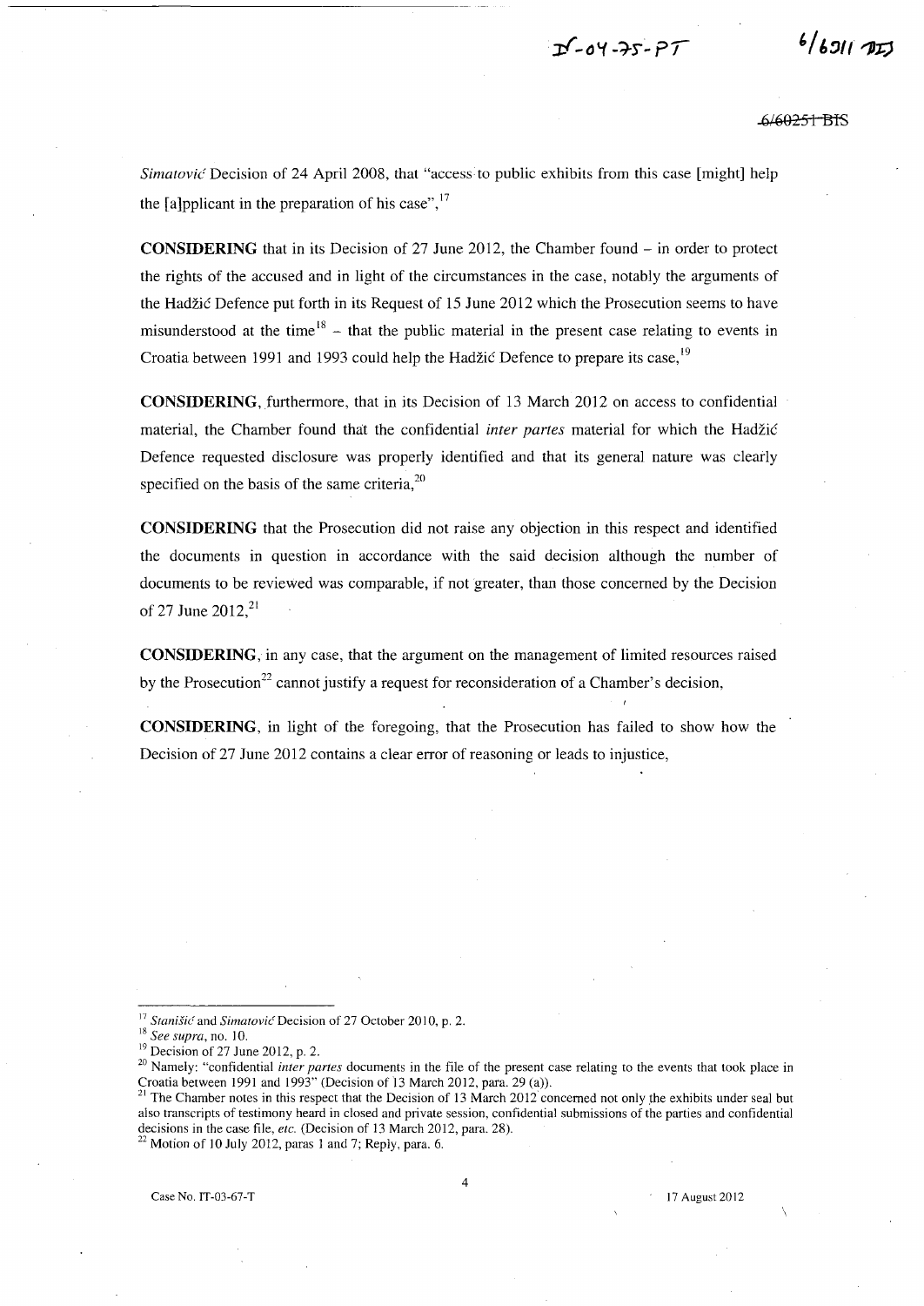*Simatović* Decision of 24 April 2008, that "access to public exhibits from this case [might] help the [a]pplicant in the preparation of his case",[17]

**CONSIDERING** that in its Decision of 27 June 2012, the Chamber found – in order to protect the rights of the accused and in light of the circumstances in the case, notably the arguments of the Hadžić Defence put forth in its Request of 15 June 2012 which the Prosecution seems to have misunderstood at the time[18] – that the public material in the present case relating to events in Croatia between 1991 and 1993 could help the Hadžić Defence to prepare its case,[19]

**CONSIDERING**, furthermore, that in its Decision of 13 March 2012 on access to confidential material, the Chamber found that the confidential *inter partes* material for which the Hadžić Defence requested disclosure was properly identified and that its general nature was clearly specified on the basis of the same criteria,[20]

**CONSIDERING** that the Prosecution did not raise any objection in this respect and identified the documents in question in accordance with the said decision although the number of documents to be reviewed was comparable, if not greater, than those concerned by the Decision of 27 June 2012,[21]

**CONSIDERING**, in any case, that the argument on the management of limited resources raised by the Prosecution[22] cannot justify a request for reconsideration of a Chamber's decision,

**CONSIDERING**, in light of the foregoing, that the Prosecution has failed to show how the Decision of 27 June 2012 contains a clear error of reasoning or leads to injustice,

---

[17] *Stanišić* and *Simatović* Decision of 27 October 2010, p. 2.

[18] *See supra*, no. 10.

[19] Decision of 27 June 2012, p. 2.

[20] Namely: "confidential *inter partes* documents in the file of the present case relating to the events that took place in Croatia between 1991 and 1993" (Decision of 13 March 2012, para. 29 (a)).

[21] The Chamber notes in this respect that the Decision of 13 March 2012 concerned not only the exhibits under seal but also transcripts of testimony heard in closed and private session, confidential submissions of the parties and confidential decisions in the case file, *etc.* (Decision of 13 March 2012, para. 28).

[22] Motion of 10 July 2012, paras 1 and 7; Reply, para. 6.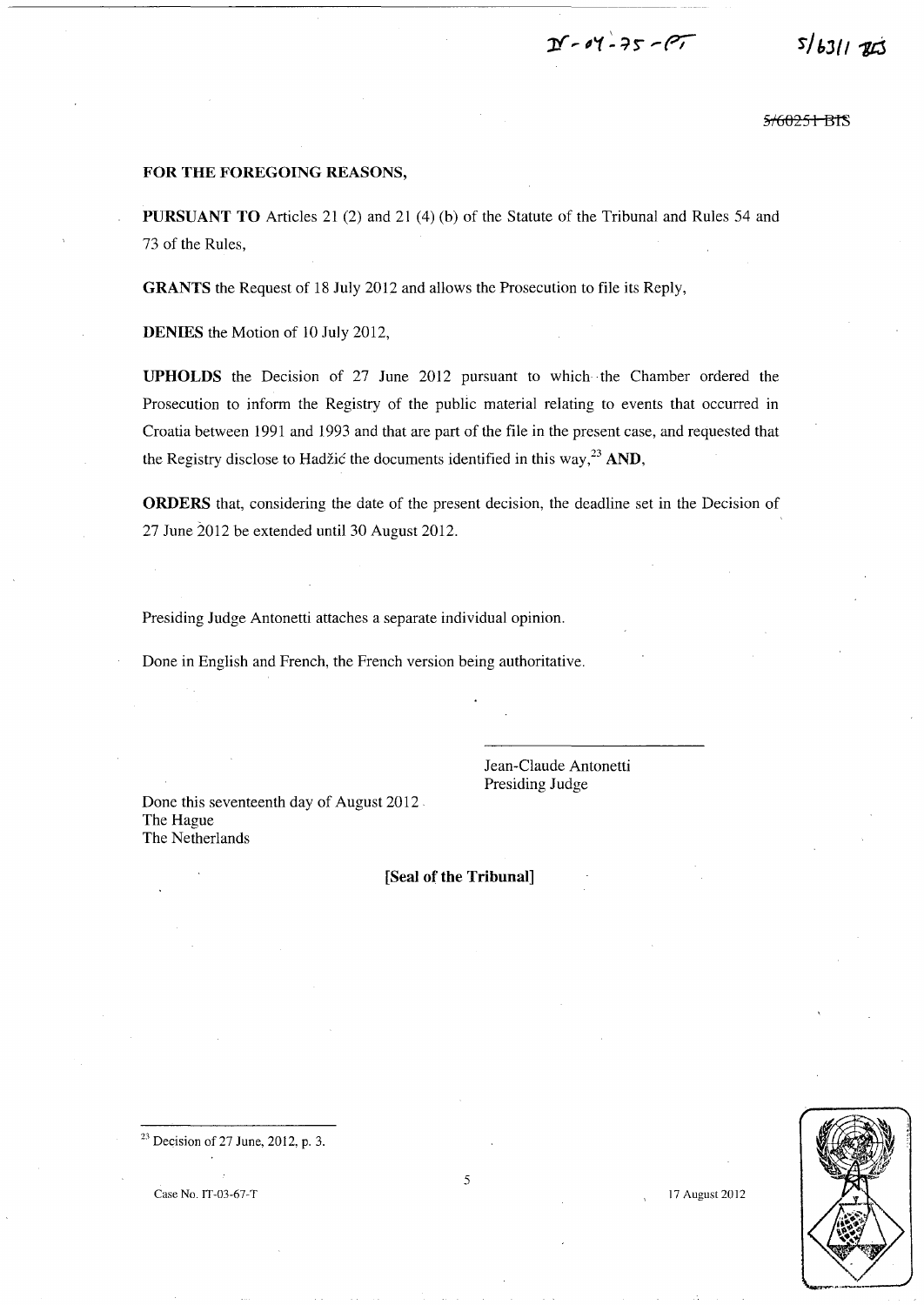**FOR THE FOREGOING REASONS,**

**PURSUANT TO** Articles 21 (2) and 21 (4) (b) of the Statute of the Tribunal and Rules 54 and 73 of the Rules,

**GRANTS** the Request of 18 July 2012 and allows the Prosecution to file its Reply,

**DENIES** the Motion of 10 July 2012,

**UPHOLDS** the Decision of 27 June 2012 pursuant to which the Chamber ordered the Prosecution to inform the Registry of the public material relating to events that occurred in Croatia between 1991 and 1993 and that are part of the file in the present case, and requested that the Registry disclose to Hadžić the documents identified in this way,[23] **AND**,

**ORDERS** that, considering the date of the present decision, the deadline set in the Decision of 27 June 2012 be extended until 30 August 2012.

Presiding Judge Antonetti attaches a separate individual opinion.

Done in English and French, the French version being authoritative.

Jean-Claude Antonetti
Presiding Judge

Done this seventeenth day of August 2012
The Hague
The Netherlands

**[Seal of the Tribunal]**

[23] Decision of 27 June, 2012, p. 3.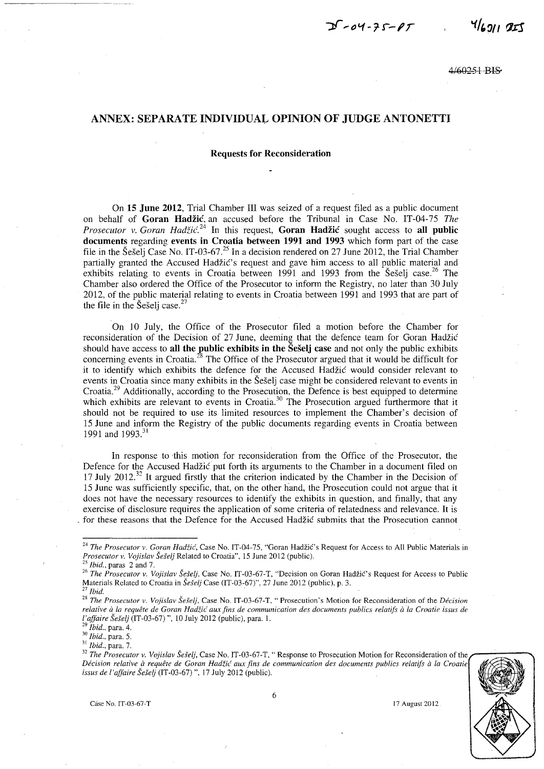## ANNEX: SEPARATE INDIVIDUAL OPINION OF JUDGE ANTONETTI

### Requests for Reconsideration

On **15 June 2012**, Trial Chamber III was seized of a request filed as a public document on behalf of **Goran Hadžić**, an accused before the Tribunal in Case No. IT-04-75 *The Prosecutor v. Goran Hadžić*.[24] In this request, **Goran Hadžić** sought access to **all public documents** regarding **events in Croatia between 1991 and 1993** which form part of the case file in the Šešelj Case No. IT-03-67.[25] In a decision rendered on 27 June 2012, the Trial Chamber partially granted the Accused Hadžić's request and gave him access to all public material and exhibits relating to events in Croatia between 1991 and 1993 from the Šešelj case.[26] The Chamber also ordered the Office of the Prosecutor to inform the Registry, no later than 30 July 2012, of the public material relating to events in Croatia between 1991 and 1993 that are part of the file in the Šešelj case.[27]

On 10 July, the Office of the Prosecutor filed a motion before the Chamber for reconsideration of the Decision of 27 June, deeming that the defence team for Goran Hadžić should have access to **all the public exhibits in the Šešelj case** and not only the public exhibits concerning events in Croatia.[28] The Office of the Prosecutor argued that it would be difficult for it to identify which exhibits the defence for the Accused Hadžić would consider relevant to events in Croatia since many exhibits in the Šešelj case might be considered relevant to events in Croatia.[29] Additionally, according to the Prosecution, the Defence is best equipped to determine which exhibits are relevant to events in Croatia.[30] The Prosecution argued furthermore that it should not be required to use its limited resources to implement the Chamber's decision of 15 June and inform the Registry of the public documents regarding events in Croatia between 1991 and 1993.[31]

In response to this motion for reconsideration from the Office of the Prosecutor, the Defence for the Accused Hadžić put forth its arguments to the Chamber in a document filed on 17 July 2012.[32] It argued firstly that the criterion indicated by the Chamber in the Decision of 15 June was sufficiently specific, that, on the other hand, the Prosecution could not argue that it does not have the necessary resources to identify the exhibits in question, and finally, that any exercise of disclosure requires the application of some criteria of relatedness and relevance. It is for these reasons that the Defence for the Accused Hadžić submits that the Prosecution cannot

---

[24] *The Prosecutor v. Goran Hadžić*, Case No. IT-04-75, "Goran Hadžić's Request for Access to All Public Materials in *Prosecutor v. Vojislav Šešelj* Related to Croatia", 15 June 2012 (public).

[25] *Ibid.*, paras 2 and 7.

[26] *The Prosecutor v. Vojislav Šešelj*, Case No. IT-03-67-T, "Decision on Goran Hadžić's Request for Access to Public Materials Related to Croatia in *Šešelj* Case (IT-03-67)", 27 June 2012 (public), p. 3.

[27] *Ibid.*

[28] *The Prosecutor v. Vojislav Šešelj*, Case No. IT-03-67-T, " Prosecution's Motion for Reconsideration of the *Décision relative à la requête de Goran Hadžić aux fins de communication des documents publics relatifs à la Croatie issus de l'affaire Šešelj* (IT-03-67) ", 10 July 2012 (public), para. 1.

[29] *Ibid.*, para. 4.

[30] *Ibid.*, para. 5.

[31] *Ibid.*, para. 7.

[32] *The Prosecutor v. Vojislav Šešelj*, Case No. IT-03-67-T, " Response to Prosecution Motion for Reconsideration of the *Décision relative à requête de Goran Hadžić aux fins de communication des documents publics relatifs à la Croatie issus de l'affaire Šešelj* (IT-03-67) ", 17 July 2012 (public).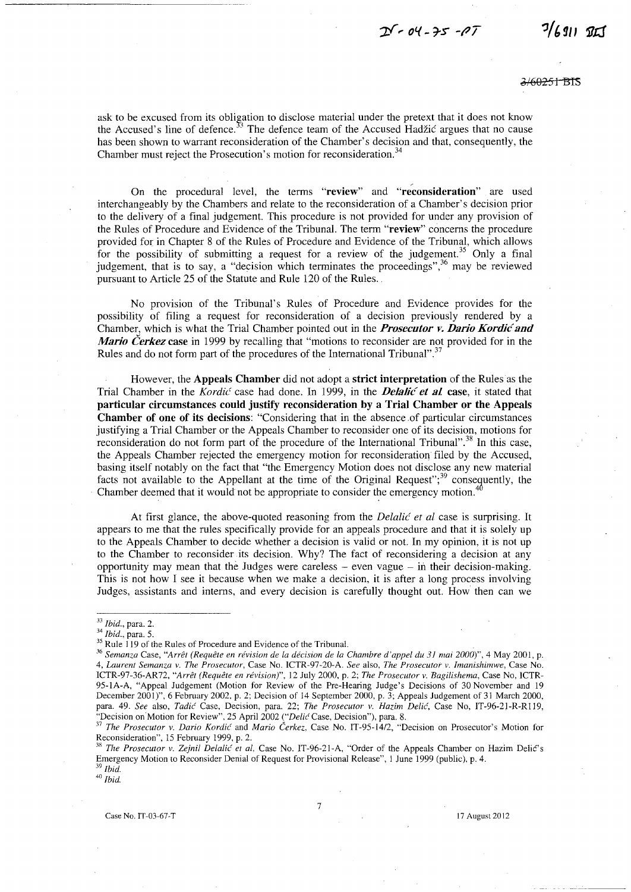ask to be excused from its obligation to disclose material under the pretext that it does not know the Accused's line of defence.[33] The defence team of the Accused Hadžić argues that no cause has been shown to warrant reconsideration of the Chamber's decision and that, consequently, the Chamber must reject the Prosecution's motion for reconsideration.[34]

On the procedural level, the terms "**review**" and "**reconsideration**" are used interchangeably by the Chambers and relate to the reconsideration of a Chamber's decision prior to the delivery of a final judgement. This procedure is not provided for under any provision of the Rules of Procedure and Evidence of the Tribunal. The term "**review**" concerns the procedure provided for in Chapter 8 of the Rules of Procedure and Evidence of the Tribunal, which allows for the possibility of submitting a request for a review of the judgement.[35] Only a final judgement, that is to say, a "decision which terminates the proceedings",[36] may be reviewed pursuant to Article 25 of the Statute and Rule 120 of the Rules.

No provision of the Tribunal's Rules of Procedure and Evidence provides for the possibility of filing a request for reconsideration of a decision previously rendered by a Chamber, which is what the Trial Chamber pointed out in the ***Prosecutor v. Dario Kordić and Mario Čerkez*** **case** in 1999 by recalling that "motions to reconsider are not provided for in the Rules and do not form part of the procedures of the International Tribunal".[37]

However, the **Appeals Chamber** did not adopt a **strict interpretation** of the Rules as the Trial Chamber in the *Kordić* case had done. In 1999, in the ***Delalić et al.*** **case**, it stated that **particular circumstances could justify reconsideration by a Trial Chamber or the Appeals Chamber of one of its decisions**: "Considering that in the absence of particular circumstances justifying a Trial Chamber or the Appeals Chamber to reconsider one of its decision, motions for reconsideration do not form part of the procedure of the International Tribunal".[38] In this case, the Appeals Chamber rejected the emergency motion for reconsideration filed by the Accused, basing itself notably on the fact that "the Emergency Motion does not disclose any new material facts not available to the Appellant at the time of the Original Request";[39] consequently, the Chamber deemed that it would not be appropriate to consider the emergency motion.[40]

At first glance, the above-quoted reasoning from the *Delalić et al* case is surprising. It appears to me that the rules specifically provide for an appeals procedure and that it is solely up to the Appeals Chamber to decide whether a decision is valid or not. In my opinion, it is not up to the Chamber to reconsider its decision. Why? The fact of reconsidering a decision at any opportunity may mean that the Judges were careless – even vague – in their decision-making. This is not how I see it because when we make a decision, it is after a long process involving Judges, assistants and interns, and every decision is carefully thought out. How then can we

---

[33] *Ibid.*, para. 2.

[34] *Ibid.*, para. 5.

[35] Rule 119 of the Rules of Procedure and Evidence of the Tribunal.

[36] *Semanza* Case, *"Arrêt (Requête en révision de la décision de la Chambre d'appel du 31 mai 2000)"*, 4 May 2001, p. 4, *Laurent Semanza v. The Prosecutor*, Case No. ICTR-97-20-A. *See* also, *The Prosecutor v. Imanishimwe*, Case No. ICTR-97-36-AR72, *"Arrêt (Requête en révision)"*, 12 July 2000, p. 2; *The Prosecutor v. Bagilishema*, Case No, ICTR-95-1A-A, "Appeal Judgement (Motion for Review of the Pre-Hearing Judge's Decisions of 30 November and 19 December 2001)", 6 February 2002, p. 2; Decision of 14 September 2000, p. 3; Appeals Judgement of 31 March 2000, para. 49. *See* also, *Tadić* Case, Decision, para. 22; *The Prosecutor v. Hazim Delić*, Case No, IT-96-21-R-R119, "Decision on Motion for Review", 25 April 2002 ("*Delić* Case, Decision"), para. 8.

[37] *The Prosecutor v. Dario Kordić* and *Mario Čerkez*, Case No. IT-95-14/2, "Decision on Prosecutor's Motion for Reconsideration", 15 February 1999, p. 2.

[38] *The Prosecutor v. Zejnil Delalić et al*, Case No. IT-96-21-A, "Order of the Appeals Chamber on Hazim Delić's Emergency Motion to Reconsider Denial of Request for Provisional Release", 1 June 1999 (public), p. 4.

[39] *Ibid.*

[40] *Ibid.*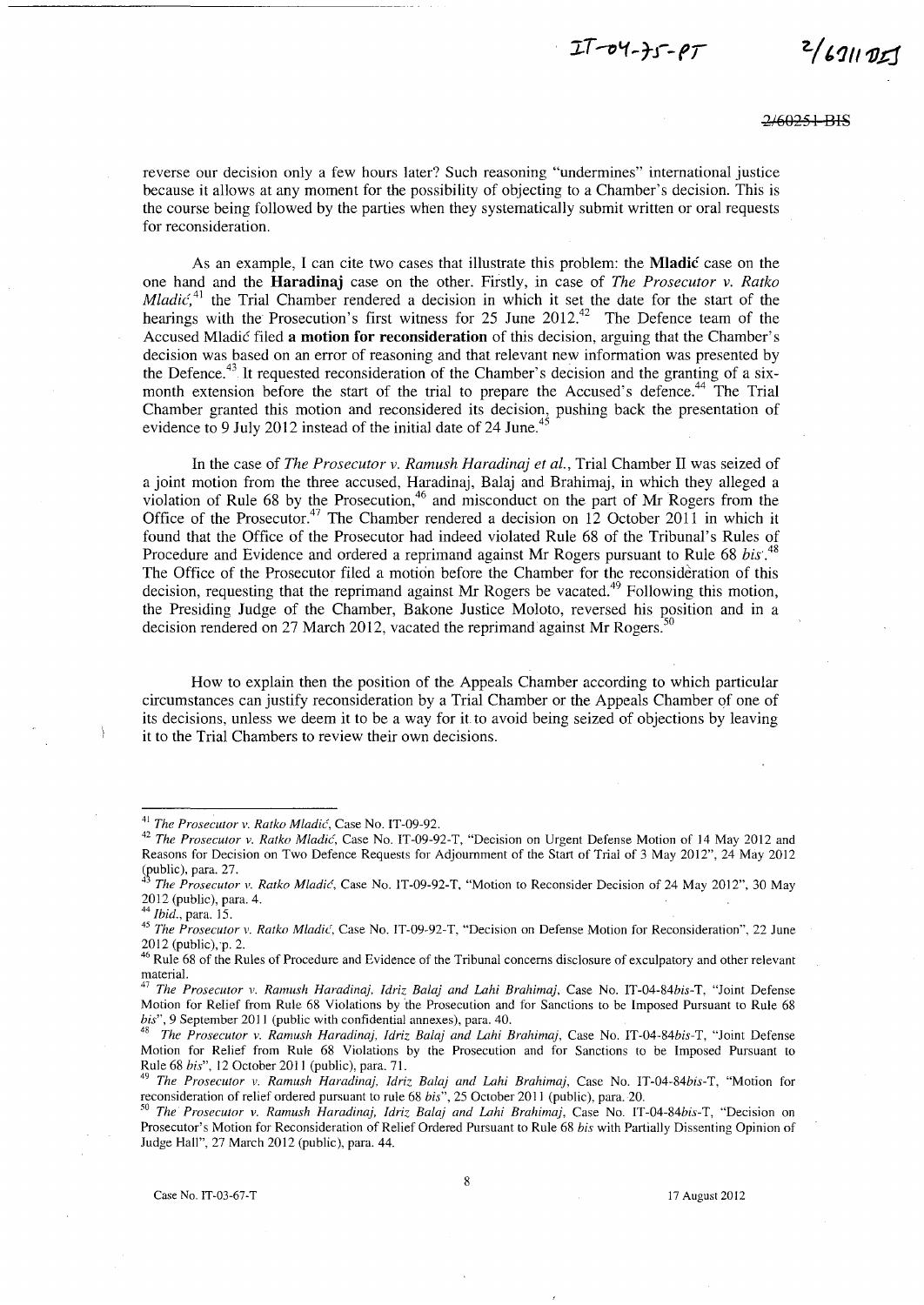reverse our decision only a few hours later? Such reasoning "undermines" international justice because it allows at any moment for the possibility of objecting to a Chamber's decision. This is the course being followed by the parties when they systematically submit written or oral requests for reconsideration.

As an example, I can cite two cases that illustrate this problem: the **Mladić** case on the one hand and the **Haradinaj** case on the other. Firstly, in case of *The Prosecutor v. Ratko Mladić*,[41] the Trial Chamber rendered a decision in which it set the date for the start of the hearings with the Prosecution's first witness for 25 June 2012.[42] The Defence team of the Accused Mladić filed **a motion for reconsideration** of this decision, arguing that the Chamber's decision was based on an error of reasoning and that relevant new information was presented by the Defence.[43] It requested reconsideration of the Chamber's decision and the granting of a six-month extension before the start of the trial to prepare the Accused's defence.[44] The Trial Chamber granted this motion and reconsidered its decision, pushing back the presentation of evidence to 9 July 2012 instead of the initial date of 24 June.[45]

In the case of *The Prosecutor v. Ramush Haradinaj et al.*, Trial Chamber II was seized of a joint motion from the three accused, Haradinaj, Balaj and Brahimaj, in which they alleged a violation of Rule 68 by the Prosecution,[46] and misconduct on the part of Mr Rogers from the Office of the Prosecutor.[47] The Chamber rendered a decision on 12 October 2011 in which it found that the Office of the Prosecutor had indeed violated Rule 68 of the Tribunal's Rules of Procedure and Evidence and ordered a reprimand against Mr Rogers pursuant to Rule 68 *bis*.[48] The Office of the Prosecutor filed a motion before the Chamber for the reconsideration of this decision, requesting that the reprimand against Mr Rogers be vacated.[49] Following this motion, the Presiding Judge of the Chamber, Bakone Justice Moloto, reversed his position and in a decision rendered on 27 March 2012, vacated the reprimand against Mr Rogers.[50]

How to explain then the position of the Appeals Chamber according to which particular circumstances can justify reconsideration by a Trial Chamber or the Appeals Chamber of one of its decisions, unless we deem it to be a way for it to avoid being seized of objections by leaving it to the Trial Chambers to review their own decisions.

---

[41] *The Prosecutor v. Ratko Mladić*, Case No. IT-09-92.

[42] *The Prosecutor v. Ratko Mladić*, Case No. IT-09-92-T, "Decision on Urgent Defense Motion of 14 May 2012 and Reasons for Decision on Two Defence Requests for Adjournment of the Start of Trial of 3 May 2012", 24 May 2012 (public), para. 27.

[43] *The Prosecutor v. Ratko Mladić*, Case No. IT-09-92-T, "Motion to Reconsider Decision of 24 May 2012", 30 May 2012 (public), para. 4.

[44] *Ibid.*, para. 15.

[45] *The Prosecutor v. Ratko Mladić*, Case No. IT-09-92-T, "Decision on Defense Motion for Reconsideration", 22 June 2012 (public), p. 2.

[46] Rule 68 of the Rules of Procedure and Evidence of the Tribunal concerns disclosure of exculpatory and other relevant material.

[47] *The Prosecutor v. Ramush Haradinaj, Idriz Balaj and Lahi Brahimaj*, Case No. IT-04-84*bis*-T, "Joint Defense Motion for Relief from Rule 68 Violations by the Prosecution and for Sanctions to be Imposed Pursuant to Rule 68 *bis*", 9 September 2011 (public with confidential annexes), para. 40.

[48] *The Prosecutor v. Ramush Haradinaj, Idriz Balaj and Lahi Brahimaj*, Case No. IT-04-84*bis*-T, "Joint Defense Motion for Relief from Rule 68 Violations by the Prosecution and for Sanctions to be Imposed Pursuant to Rule 68 *bis*", 12 October 2011 (public), para. 71.

[49] *The Prosecutor v. Ramush Haradinaj, Idriz Balaj and Lahi Brahimaj*, Case No. IT-04-84*bis*-T, "Motion for reconsideration of relief ordered pursuant to rule 68 *bis*", 25 October 2011 (public), para. 20.

[50] *The Prosecutor v. Ramush Haradinaj, Idriz Balaj and Lahi Brahimaj*, Case No. IT-04-84*bis*-T, "Decision on Prosecutor's Motion for Reconsideration of Relief Ordered Pursuant to Rule 68 *bis* with Partially Dissenting Opinion of Judge Hall", 27 March 2012 (public), para. 44.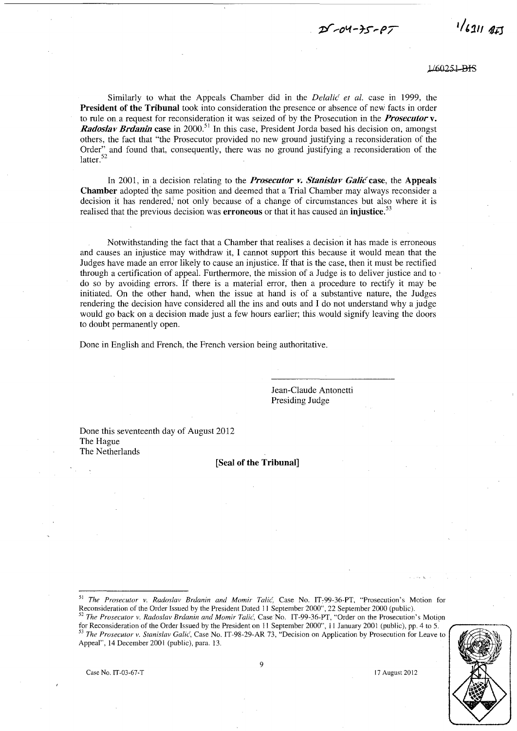Similarly to what the Appeals Chamber did in the *Delalić et al.* case in 1999, the **President of the Tribunal** took into consideration the presence or absence of new facts in order to rule on a request for reconsideration it was seized of by the Prosecution in the ***Prosecutor* v. *Radoslav Brdanin*** **case** in 2000.[51] In this case, President Jorda based his decision on, amongst others, the fact that "the Prosecutor provided no new ground justifying a reconsideration of the Order" and found that, consequently, there was no ground justifying a reconsideration of the latter.[52]

In 2001, in a decision relating to the ***Prosecutor v. Stanislav Galić*** **case**, the **Appeals Chamber** adopted the same position and deemed that a Trial Chamber may always reconsider a decision it has rendered, not only because of a change of circumstances but also where it is realised that the previous decision was **erroneous** or that it has caused an **injustice**.[53]

Notwithstanding the fact that a Chamber that realises a decision it has made is erroneous and causes an injustice may withdraw it, I cannot support this because it would mean that the Judges have made an error likely to cause an injustice. If that is the case, then it must be rectified through a certification of appeal. Furthermore, the mission of a Judge is to deliver justice and to do so by avoiding errors. If there is a material error, then a procedure to rectify it may be initiated. On the other hand, when the issue at hand is of a substantive nature, the Judges rendering the decision have considered all the ins and outs and I do not understand why a judge would go back on a decision made just a few hours earlier; this would signify leaving the doors to doubt permanently open.

Done in English and French, the French version being authoritative.

Jean-Claude Antonetti
Presiding Judge

Done this seventeenth day of August 2012
The Hague
The Netherlands

**[Seal of the Tribunal]**

---

[51] *The Prosecutor v. Radoslav Brdanin and Momir Talić*, Case No. IT-99-36-PT, "Prosecution's Motion for Reconsideration of the Order Issued by the President Dated 11 September 2000", 22 September 2000 (public).

[52] *The Prosecutor v. Radoslav Brdanin and Momir Talić*, Case No. IT-99-36-PT, "Order on the Prosecution's Motion for Reconsideration of the Order Issued by the President on 11 September 2000", 11 January 2001 (public), pp. 4 to 5.

[53] *The Prosecutor v. Stanislav Galić*, Case No. IT-98-29-AR 73, "Decision on Application by Prosecution for Leave to Appeal", 14 December 2001 (public), para. 13.